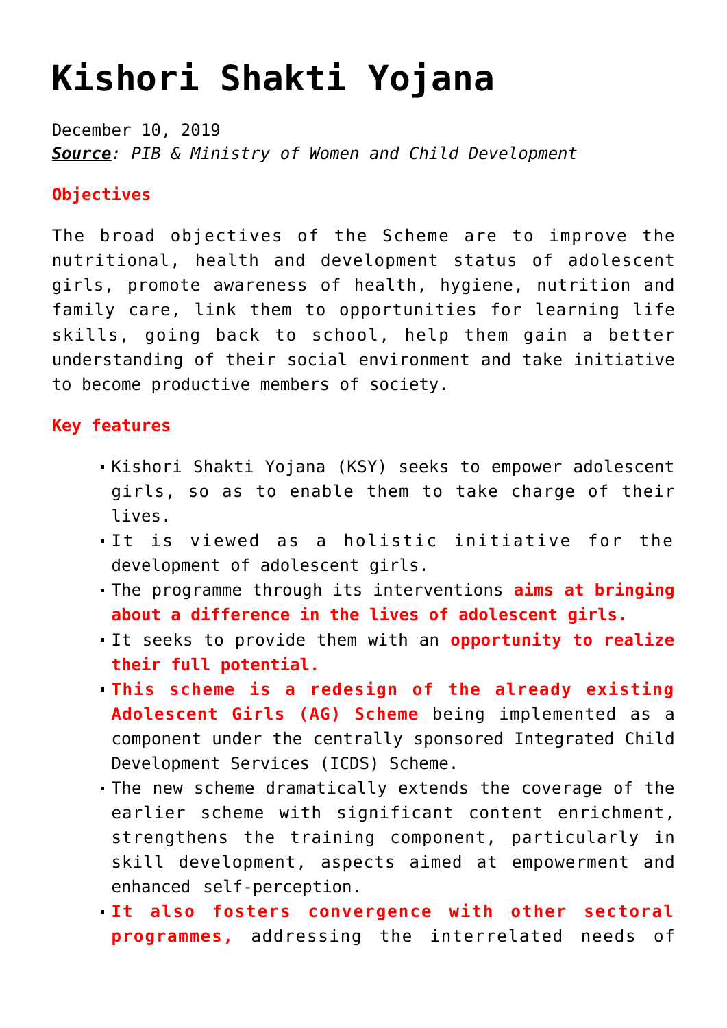# Kishori Shakti Yojana

December 10, 2019
***Source**: PIB & Ministry of Women and Child Development*

**Objectives**

The broad objectives of the Scheme are to improve the nutritional, health and development status of adolescent girls, promote awareness of health, hygiene, nutrition and family care, link them to opportunities for learning life skills, going back to school, help them gain a better understanding of their social environment and take initiative to become productive members of society.

**Key features**

- Kishori Shakti Yojana (KSY) seeks to empower adolescent girls, so as to enable them to take charge of their lives.
- It is viewed as a holistic initiative for the development of adolescent girls.
- The programme through its interventions **aims at bringing about a difference in the lives of adolescent girls.**
- It seeks to provide them with an **opportunity to realize their full potential.**
- **This scheme is a redesign of the already existing Adolescent Girls (AG) Scheme** being implemented as a component under the centrally sponsored Integrated Child Development Services (ICDS) Scheme.
- The new scheme dramatically extends the coverage of the earlier scheme with significant content enrichment, strengthens the training component, particularly in skill development, aspects aimed at empowerment and enhanced self-perception.
- **It also fosters convergence with other sectoral programmes,** addressing the interrelated needs of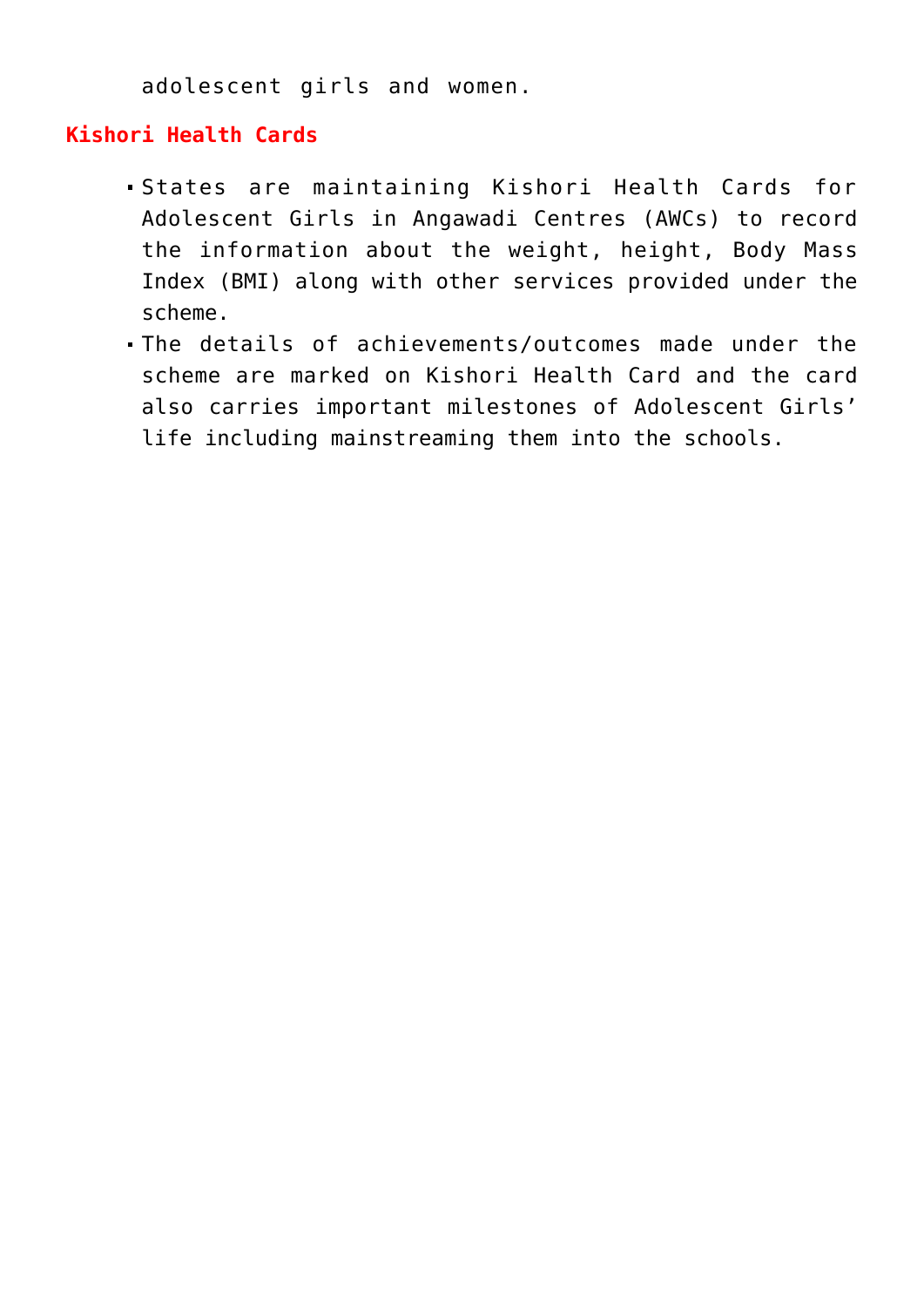adolescent girls and women.

## Kishori Health Cards

- States are maintaining Kishori Health Cards for Adolescent Girls in Angawadi Centres (AWCs) to record the information about the weight, height, Body Mass Index (BMI) along with other services provided under the scheme.
- The details of achievements/outcomes made under the scheme are marked on Kishori Health Card and the card also carries important milestones of Adolescent Girls' life including mainstreaming them into the schools.